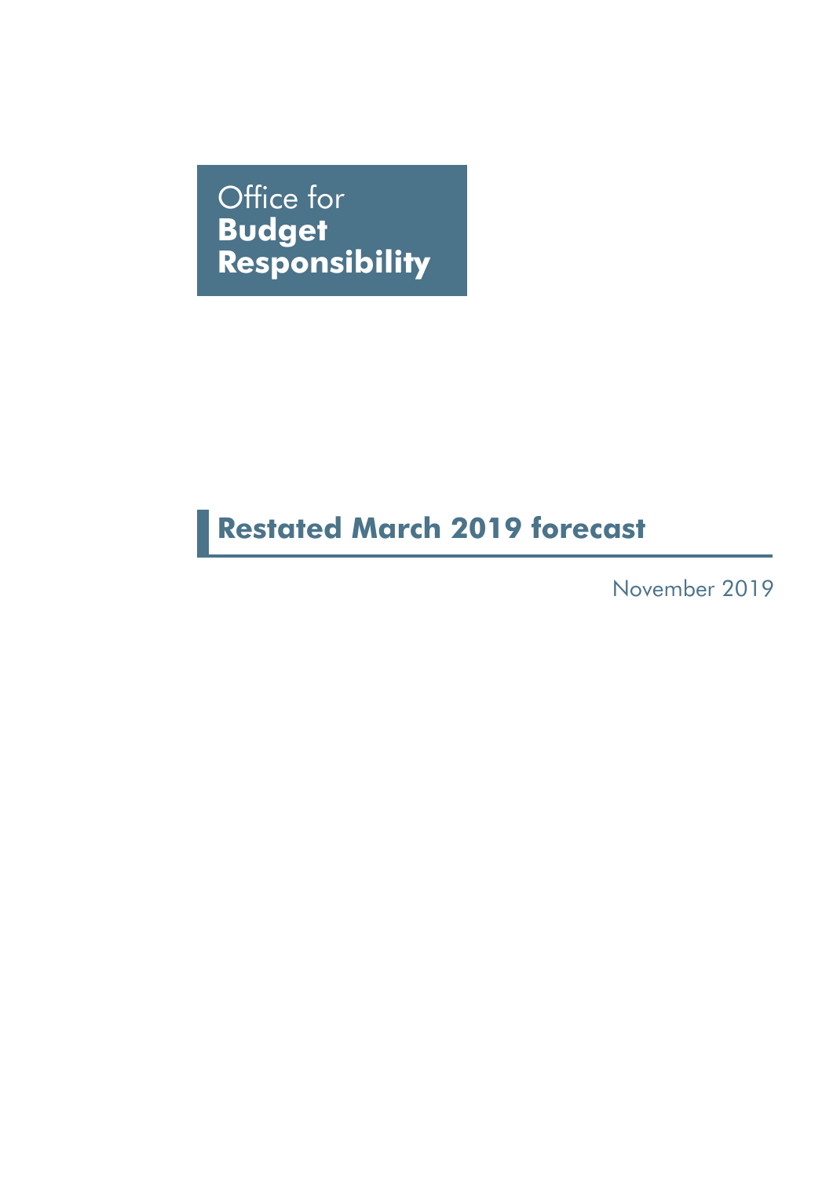Office for
**Budget**
**Responsibility**

# Restated March 2019 forecast

November 2019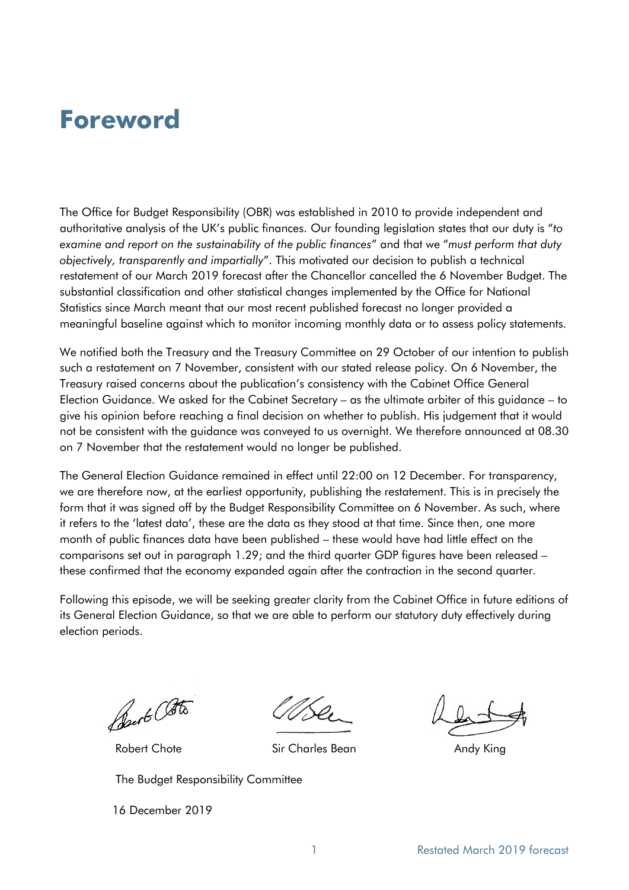# Foreword

The Office for Budget Responsibility (OBR) was established in 2010 to provide independent and authoritative analysis of the UK's public finances. Our founding legislation states that our duty is "*to examine and report on the sustainability of the public finances*" and that we "*must perform that duty objectively, transparently and impartially*". This motivated our decision to publish a technical restatement of our March 2019 forecast after the Chancellor cancelled the 6 November Budget. The substantial classification and other statistical changes implemented by the Office for National Statistics since March meant that our most recent published forecast no longer provided a meaningful baseline against which to monitor incoming monthly data or to assess policy statements.

We notified both the Treasury and the Treasury Committee on 29 October of our intention to publish such a restatement on 7 November, consistent with our stated release policy. On 6 November, the Treasury raised concerns about the publication's consistency with the Cabinet Office General Election Guidance. We asked for the Cabinet Secretary – as the ultimate arbiter of this guidance – to give his opinion before reaching a final decision on whether to publish. His judgement that it would not be consistent with the guidance was conveyed to us overnight. We therefore announced at 08.30 on 7 November that the restatement would no longer be published.

The General Election Guidance remained in effect until 22:00 on 12 December. For transparency, we are therefore now, at the earliest opportunity, publishing the restatement. This is in precisely the form that it was signed off by the Budget Responsibility Committee on 6 November. As such, where it refers to the 'latest data', these are the data as they stood at that time. Since then, one more month of public finances data have been published – these would have had little effect on the comparisons set out in paragraph 1.29; and the third quarter GDP figures have been released – these confirmed that the economy expanded again after the contraction in the second quarter.

Following this episode, we will be seeking greater clarity from the Cabinet Office in future editions of its General Election Guidance, so that we are able to perform our statutory duty effectively during election periods.

Robert Chote | Sir Charles Bean | Andy King

The Budget Responsibility Committee

16 December 2019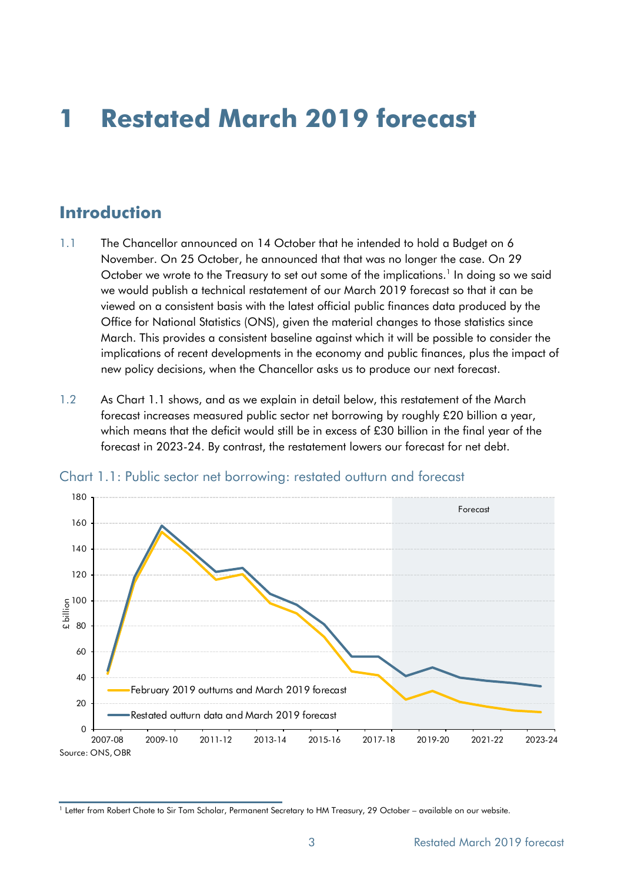# 1 Restated March 2019 forecast

## Introduction

1.1 The Chancellor announced on 14 October that he intended to hold a Budget on 6 November. On 25 October, he announced that that was no longer the case. On 29 October we wrote to the Treasury to set out some of the implications.[1] In doing so we said we would publish a technical restatement of our March 2019 forecast so that it can be viewed on a consistent basis with the latest official public finances data produced by the Office for National Statistics (ONS), given the material changes to those statistics since March. This provides a consistent baseline against which it will be possible to consider the implications of recent developments in the economy and public finances, plus the impact of new policy decisions, when the Chancellor asks us to produce our next forecast.

1.2 As Chart 1.1 shows, and as we explain in detail below, this restatement of the March forecast increases measured public sector net borrowing by roughly £20 billion a year, which means that the deficit would still be in excess of £30 billion in the final year of the forecast in 2023-24. By contrast, the restatement lowers our forecast for net debt.

Chart 1.1: Public sector net borrowing: restated outturn and forecast

£ billion

180
160
140
120
100
80
60
40
20
0

2007-08
2009-10
2011-12
2013-14
2015-16
2017-18
2019-20
2021-22
2023-24

Forecast

February 2019 outturns and March 2019 forecast

Restated outturn data and March 2019 forecast

Source: ONS, OBR

[1] Letter from Robert Chote to Sir Tom Scholar, Permanent Secretary to HM Treasury, 29 October – available on our website.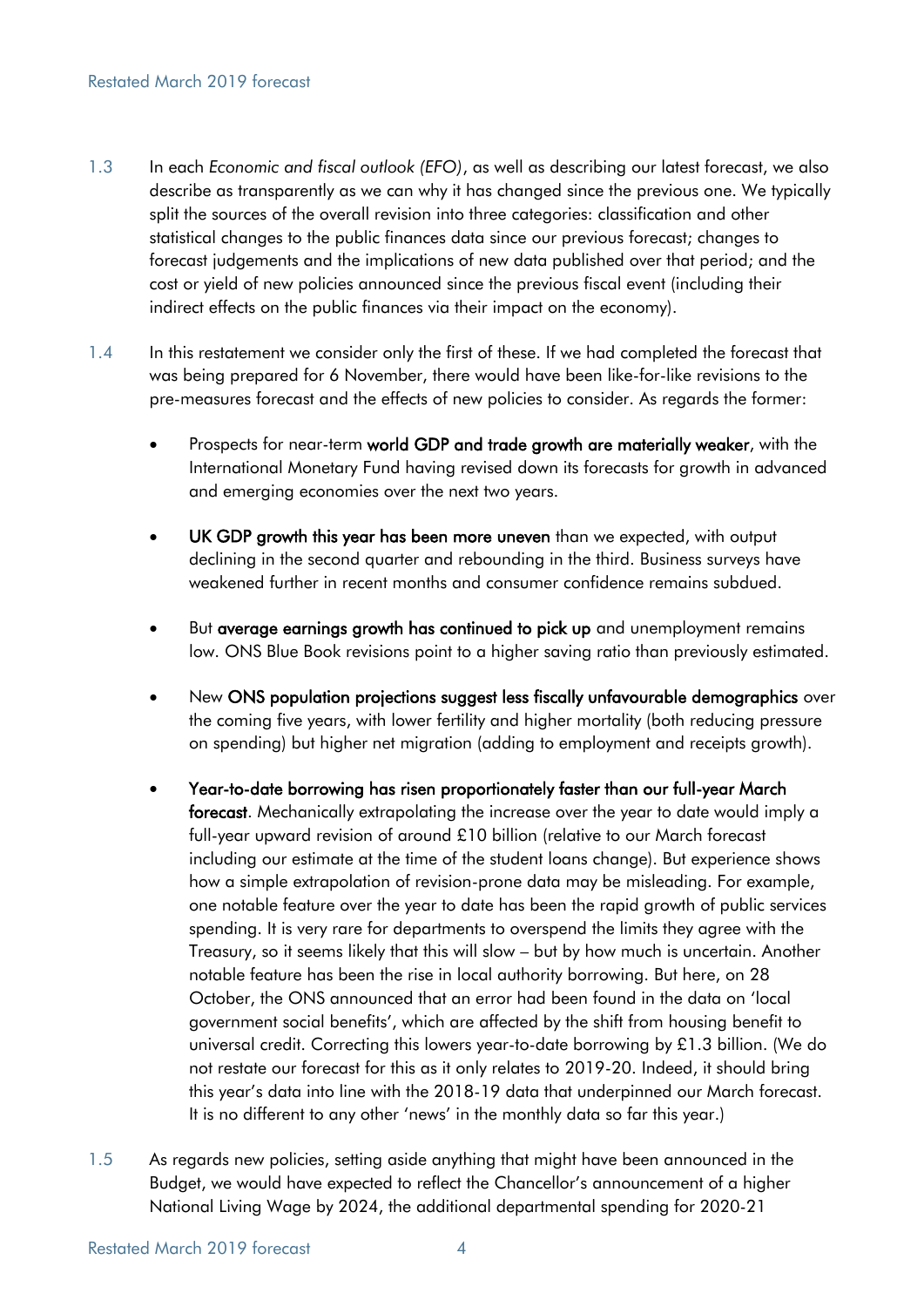1.3 In each *Economic and fiscal outlook (EFO)*, as well as describing our latest forecast, we also describe as transparently as we can why it has changed since the previous one. We typically split the sources of the overall revision into three categories: classification and other statistical changes to the public finances data since our previous forecast; changes to forecast judgements and the implications of new data published over that period; and the cost or yield of new policies announced since the previous fiscal event (including their indirect effects on the public finances via their impact on the economy).

1.4 In this restatement we consider only the first of these. If we had completed the forecast that was being prepared for 6 November, there would have been like-for-like revisions to the pre-measures forecast and the effects of new policies to consider. As regards the former:

- Prospects for near-term **world GDP and trade growth are materially weaker**, with the International Monetary Fund having revised down its forecasts for growth in advanced and emerging economies over the next two years.
- **UK GDP growth this year has been more uneven** than we expected, with output declining in the second quarter and rebounding in the third. Business surveys have weakened further in recent months and consumer confidence remains subdued.
- But **average earnings growth has continued to pick up** and unemployment remains low. ONS Blue Book revisions point to a higher saving ratio than previously estimated.
- New **ONS population projections suggest less fiscally unfavourable demographics** over the coming five years, with lower fertility and higher mortality (both reducing pressure on spending) but higher net migration (adding to employment and receipts growth).
- **Year-to-date borrowing has risen proportionately faster than our full-year March forecast**. Mechanically extrapolating the increase over the year to date would imply a full-year upward revision of around £10 billion (relative to our March forecast including our estimate at the time of the student loans change). But experience shows how a simple extrapolation of revision-prone data may be misleading. For example, one notable feature over the year to date has been the rapid growth of public services spending. It is very rare for departments to overspend the limits they agree with the Treasury, so it seems likely that this will slow – but by how much is uncertain. Another notable feature has been the rise in local authority borrowing. But here, on 28 October, the ONS announced that an error had been found in the data on 'local government social benefits', which are affected by the shift from housing benefit to universal credit. Correcting this lowers year-to-date borrowing by £1.3 billion. (We do not restate our forecast for this as it only relates to 2019-20. Indeed, it should bring this year's data into line with the 2018-19 data that underpinned our March forecast. It is no different to any other 'news' in the monthly data so far this year.)

1.5 As regards new policies, setting aside anything that might have been announced in the Budget, we would have expected to reflect the Chancellor's announcement of a higher National Living Wage by 2024, the additional departmental spending for 2020-21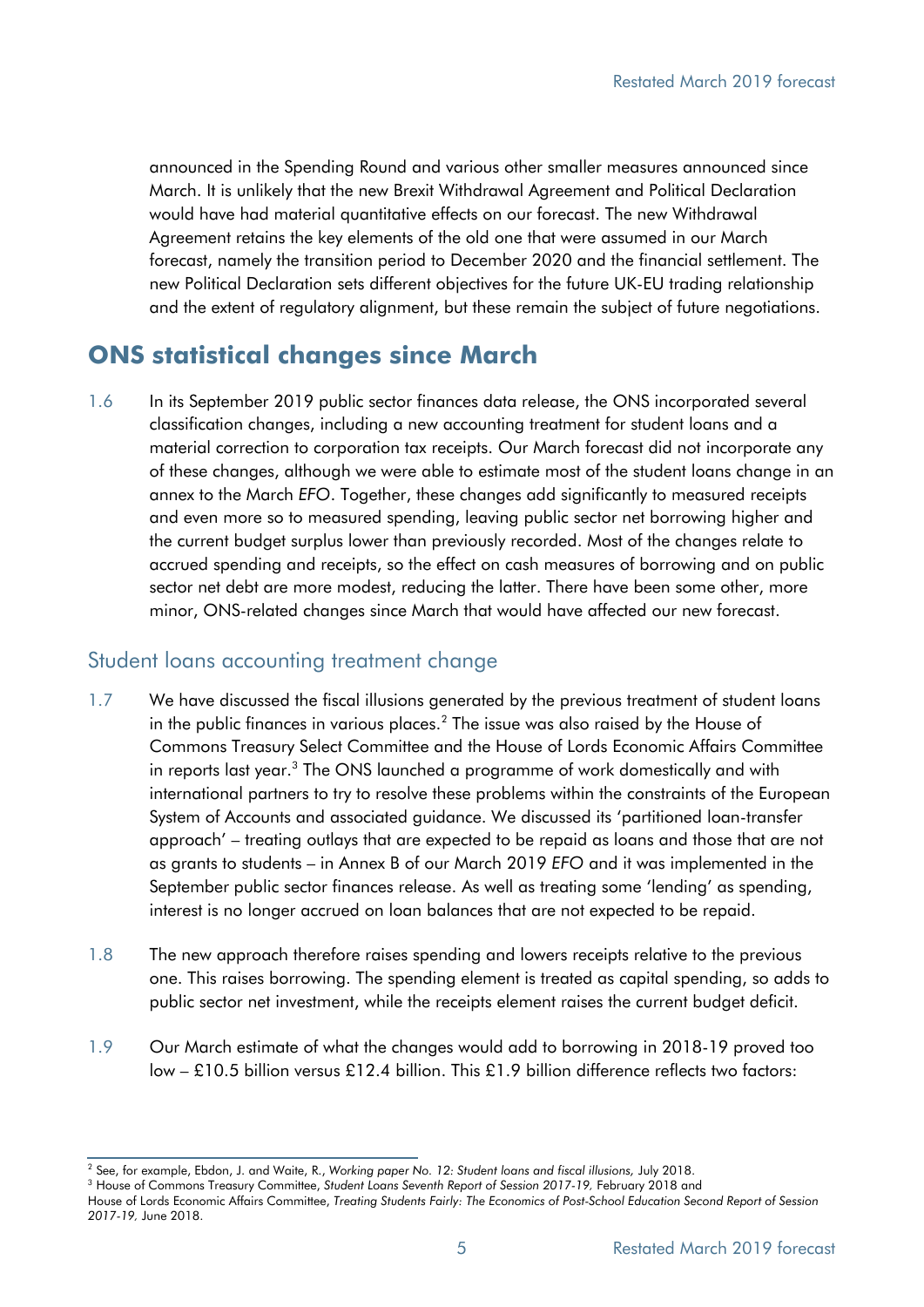announced in the Spending Round and various other smaller measures announced since March. It is unlikely that the new Brexit Withdrawal Agreement and Political Declaration would have had material quantitative effects on our forecast. The new Withdrawal Agreement retains the key elements of the old one that were assumed in our March forecast, namely the transition period to December 2020 and the financial settlement. The new Political Declaration sets different objectives for the future UK-EU trading relationship and the extent of regulatory alignment, but these remain the subject of future negotiations.

## ONS statistical changes since March

1.6 In its September 2019 public sector finances data release, the ONS incorporated several classification changes, including a new accounting treatment for student loans and a material correction to corporation tax receipts. Our March forecast did not incorporate any of these changes, although we were able to estimate most of the student loans change in an annex to the March *EFO*. Together, these changes add significantly to measured receipts and even more so to measured spending, leaving public sector net borrowing higher and the current budget surplus lower than previously recorded. Most of the changes relate to accrued spending and receipts, so the effect on cash measures of borrowing and on public sector net debt are more modest, reducing the latter. There have been some other, more minor, ONS-related changes since March that would have affected our new forecast.

### Student loans accounting treatment change

1.7 We have discussed the fiscal illusions generated by the previous treatment of student loans in the public finances in various places.[2] The issue was also raised by the House of Commons Treasury Select Committee and the House of Lords Economic Affairs Committee in reports last year.[3] The ONS launched a programme of work domestically and with international partners to try to resolve these problems within the constraints of the European System of Accounts and associated guidance. We discussed its 'partitioned loan-transfer approach' – treating outlays that are expected to be repaid as loans and those that are not as grants to students – in Annex B of our March 2019 *EFO* and it was implemented in the September public sector finances release. As well as treating some 'lending' as spending, interest is no longer accrued on loan balances that are not expected to be repaid.

1.8 The new approach therefore raises spending and lowers receipts relative to the previous one. This raises borrowing. The spending element is treated as capital spending, so adds to public sector net investment, while the receipts element raises the current budget deficit.

1.9 Our March estimate of what the changes would add to borrowing in 2018-19 proved too low – £10.5 billion versus £12.4 billion. This £1.9 billion difference reflects two factors:

---

[2] See, for example, Ebdon, J. and Waite, R., *Working paper No. 12: Student loans and fiscal illusions,* July 2018.

[3] House of Commons Treasury Committee, *Student Loans Seventh Report of Session 2017-19,* February 2018 and House of Lords Economic Affairs Committee, *Treating Students Fairly: The Economics of Post-School Education Second Report of Session 2017-19,* June 2018.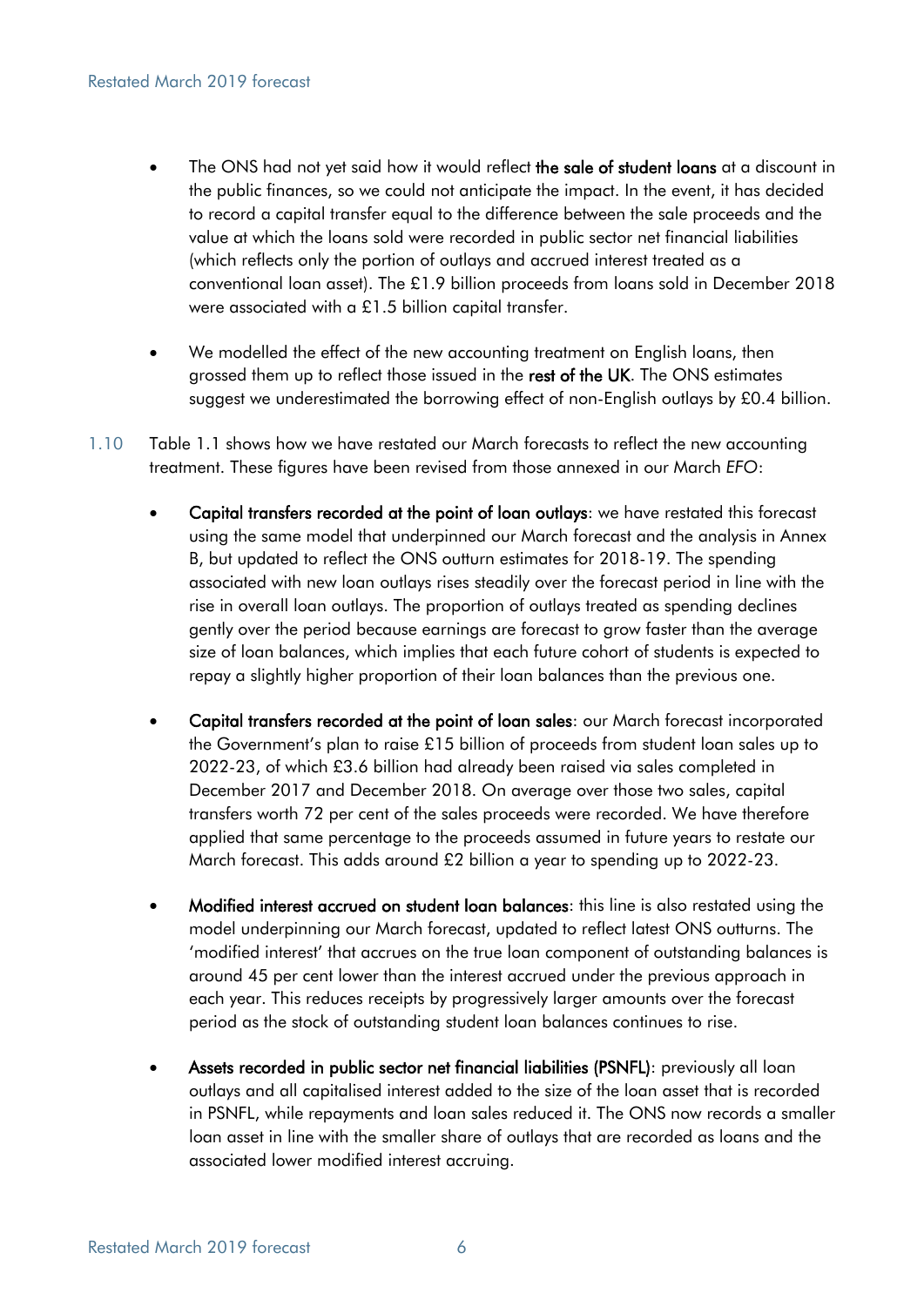- The ONS had not yet said how it would reflect **the sale of student loans** at a discount in the public finances, so we could not anticipate the impact. In the event, it has decided to record a capital transfer equal to the difference between the sale proceeds and the value at which the loans sold were recorded in public sector net financial liabilities (which reflects only the portion of outlays and accrued interest treated as a conventional loan asset). The £1.9 billion proceeds from loans sold in December 2018 were associated with a £1.5 billion capital transfer.

- We modelled the effect of the new accounting treatment on English loans, then grossed them up to reflect those issued in the **rest of the UK**. The ONS estimates suggest we underestimated the borrowing effect of non-English outlays by £0.4 billion.

1.10 Table 1.1 shows how we have restated our March forecasts to reflect the new accounting treatment. These figures have been revised from those annexed in our March *EFO*:

- **Capital transfers recorded at the point of loan outlays**: we have restated this forecast using the same model that underpinned our March forecast and the analysis in Annex B, but updated to reflect the ONS outturn estimates for 2018-19. The spending associated with new loan outlays rises steadily over the forecast period in line with the rise in overall loan outlays. The proportion of outlays treated as spending declines gently over the period because earnings are forecast to grow faster than the average size of loan balances, which implies that each future cohort of students is expected to repay a slightly higher proportion of their loan balances than the previous one.

- **Capital transfers recorded at the point of loan sales**: our March forecast incorporated the Government's plan to raise £15 billion of proceeds from student loan sales up to 2022-23, of which £3.6 billion had already been raised via sales completed in December 2017 and December 2018. On average over those two sales, capital transfers worth 72 per cent of the sales proceeds were recorded. We have therefore applied that same percentage to the proceeds assumed in future years to restate our March forecast. This adds around £2 billion a year to spending up to 2022-23.

- **Modified interest accrued on student loan balances**: this line is also restated using the model underpinning our March forecast, updated to reflect latest ONS outturns. The 'modified interest' that accrues on the true loan component of outstanding balances is around 45 per cent lower than the interest accrued under the previous approach in each year. This reduces receipts by progressively larger amounts over the forecast period as the stock of outstanding student loan balances continues to rise.

- **Assets recorded in public sector net financial liabilities (PSNFL)**: previously all loan outlays and all capitalised interest added to the size of the loan asset that is recorded in PSNFL, while repayments and loan sales reduced it. The ONS now records a smaller loan asset in line with the smaller share of outlays that are recorded as loans and the associated lower modified interest accruing.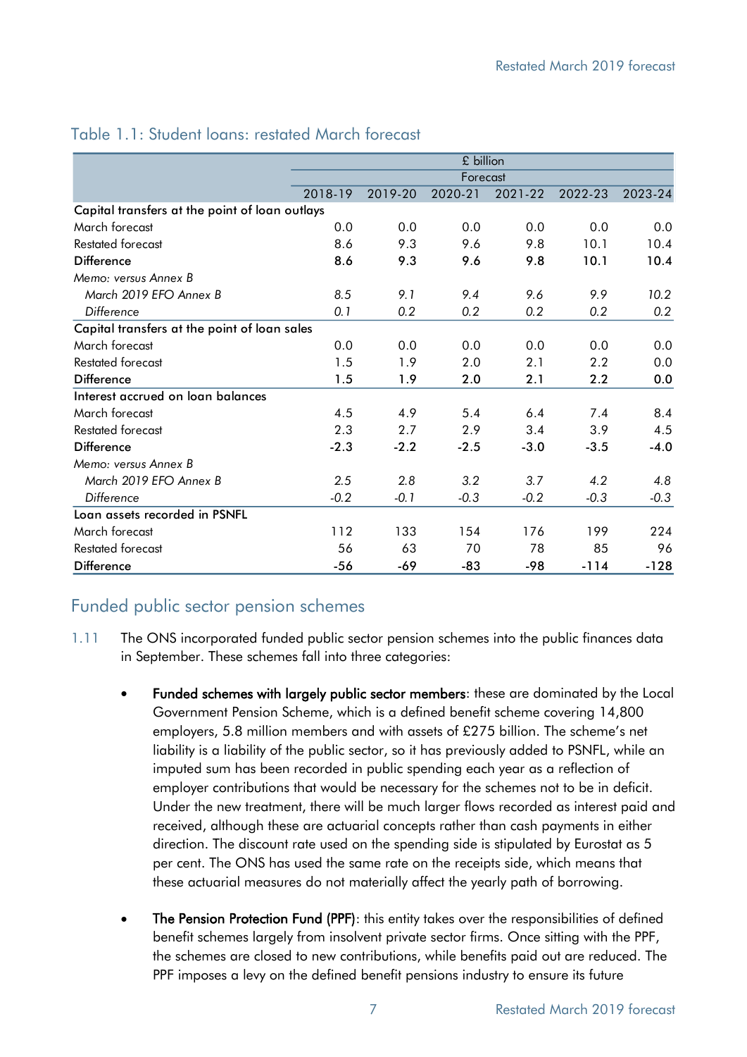Table 1.1: Student loans: restated March forecast

| | £ billion | | | | | |
|---|---|---|---|---|---|---|
| | Forecast | | | | | |
| | 2018-19 | 2019-20 | 2020-21 | 2021-22 | 2022-23 | 2023-24 |
| Capital transfers at the point of loan outlays | | | | | | |
| March forecast | 0.0 | 0.0 | 0.0 | 0.0 | 0.0 | 0.0 |
| Restated forecast | 8.6 | 9.3 | 9.6 | 9.8 | 10.1 | 10.4 |
| **Difference** | **8.6** | **9.3** | **9.6** | **9.8** | **10.1** | **10.4** |
| *Memo: versus Annex B* | | | | | | |
| *March 2019 EFO Annex B* | *8.5* | *9.1* | *9.4* | *9.6* | *9.9* | *10.2* |
| *Difference* | *0.1* | *0.2* | *0.2* | *0.2* | *0.2* | *0.2* |
| Capital transfers at the point of loan sales | | | | | | |
| March forecast | 0.0 | 0.0 | 0.0 | 0.0 | 0.0 | 0.0 |
| Restated forecast | 1.5 | 1.9 | 2.0 | 2.1 | 2.2 | 0.0 |
| **Difference** | **1.5** | **1.9** | **2.0** | **2.1** | **2.2** | **0.0** |
| Interest accrued on loan balances | | | | | | |
| March forecast | 4.5 | 4.9 | 5.4 | 6.4 | 7.4 | 8.4 |
| Restated forecast | 2.3 | 2.7 | 2.9 | 3.4 | 3.9 | 4.5 |
| **Difference** | **-2.3** | **-2.2** | **-2.5** | **-3.0** | **-3.5** | **-4.0** |
| *Memo: versus Annex B* | | | | | | |
| *March 2019 EFO Annex B* | *2.5* | *2.8* | *3.2* | *3.7* | *4.2* | *4.8* |
| *Difference* | *-0.2* | *-0.1* | *-0.3* | *-0.2* | *-0.3* | *-0.3* |
| Loan assets recorded in PSNFL | | | | | | |
| March forecast | 112 | 133 | 154 | 176 | 199 | 224 |
| Restated forecast | 56 | 63 | 70 | 78 | 85 | 96 |
| **Difference** | **-56** | **-69** | **-83** | **-98** | **-114** | **-128** |

## Funded public sector pension schemes

1.11 The ONS incorporated funded public sector pension schemes into the public finances data in September. These schemes fall into three categories:

- **Funded schemes with largely public sector members**: these are dominated by the Local Government Pension Scheme, which is a defined benefit scheme covering 14,800 employers, 5.8 million members and with assets of £275 billion. The scheme's net liability is a liability of the public sector, so it has previously added to PSNFL, while an imputed sum has been recorded in public spending each year as a reflection of employer contributions that would be necessary for the schemes not to be in deficit. Under the new treatment, there will be much larger flows recorded as interest paid and received, although these are actuarial concepts rather than cash payments in either direction. The discount rate used on the spending side is stipulated by Eurostat as 5 per cent. The ONS has used the same rate on the receipts side, which means that these actuarial measures do not materially affect the yearly path of borrowing.

- **The Pension Protection Fund (PPF)**: this entity takes over the responsibilities of defined benefit schemes largely from insolvent private sector firms. Once sitting with the PPF, the schemes are closed to new contributions, while benefits paid out are reduced. The PPF imposes a levy on the defined benefit pensions industry to ensure its future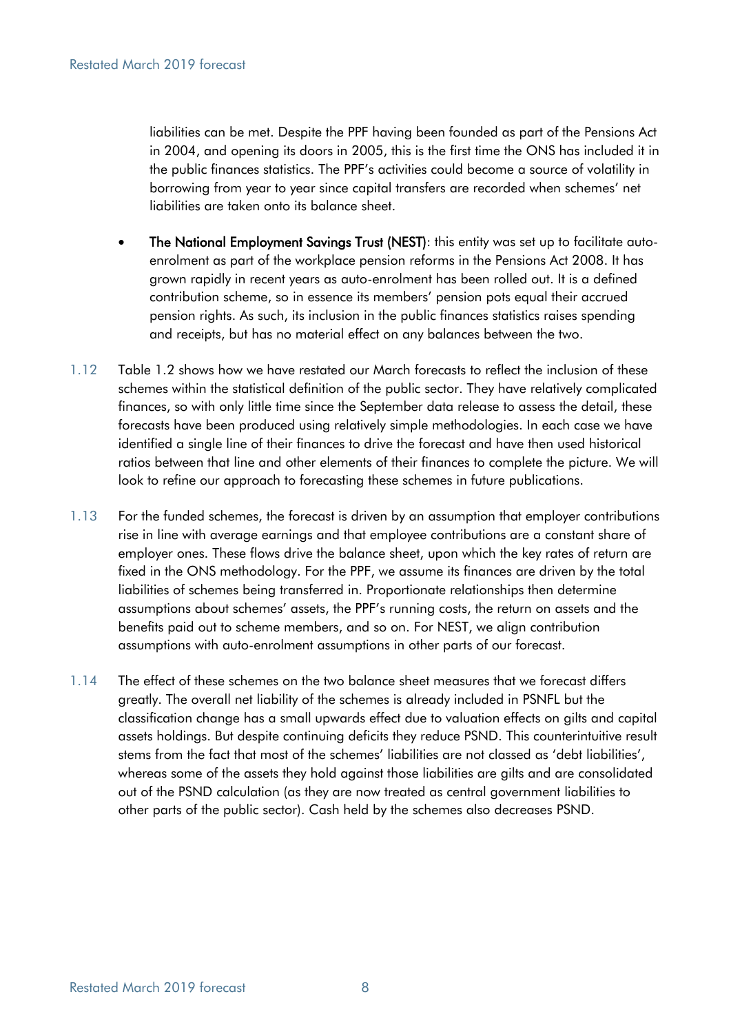liabilities can be met. Despite the PPF having been founded as part of the Pensions Act in 2004, and opening its doors in 2005, this is the first time the ONS has included it in the public finances statistics. The PPF's activities could become a source of volatility in borrowing from year to year since capital transfers are recorded when schemes' net liabilities are taken onto its balance sheet.

- **The National Employment Savings Trust (NEST)**: this entity was set up to facilitate auto-enrolment as part of the workplace pension reforms in the Pensions Act 2008. It has grown rapidly in recent years as auto-enrolment has been rolled out. It is a defined contribution scheme, so in essence its members' pension pots equal their accrued pension rights. As such, its inclusion in the public finances statistics raises spending and receipts, but has no material effect on any balances between the two.

1.12 Table 1.2 shows how we have restated our March forecasts to reflect the inclusion of these schemes within the statistical definition of the public sector. They have relatively complicated finances, so with only little time since the September data release to assess the detail, these forecasts have been produced using relatively simple methodologies. In each case we have identified a single line of their finances to drive the forecast and have then used historical ratios between that line and other elements of their finances to complete the picture. We will look to refine our approach to forecasting these schemes in future publications.

1.13 For the funded schemes, the forecast is driven by an assumption that employer contributions rise in line with average earnings and that employee contributions are a constant share of employer ones. These flows drive the balance sheet, upon which the key rates of return are fixed in the ONS methodology. For the PPF, we assume its finances are driven by the total liabilities of schemes being transferred in. Proportionate relationships then determine assumptions about schemes' assets, the PPF's running costs, the return on assets and the benefits paid out to scheme members, and so on. For NEST, we align contribution assumptions with auto-enrolment assumptions in other parts of our forecast.

1.14 The effect of these schemes on the two balance sheet measures that we forecast differs greatly. The overall net liability of the schemes is already included in PSNFL but the classification change has a small upwards effect due to valuation effects on gilts and capital assets holdings. But despite continuing deficits they reduce PSND. This counterintuitive result stems from the fact that most of the schemes' liabilities are not classed as 'debt liabilities', whereas some of the assets they hold against those liabilities are gilts and are consolidated out of the PSND calculation (as they are now treated as central government liabilities to other parts of the public sector). Cash held by the schemes also decreases PSND.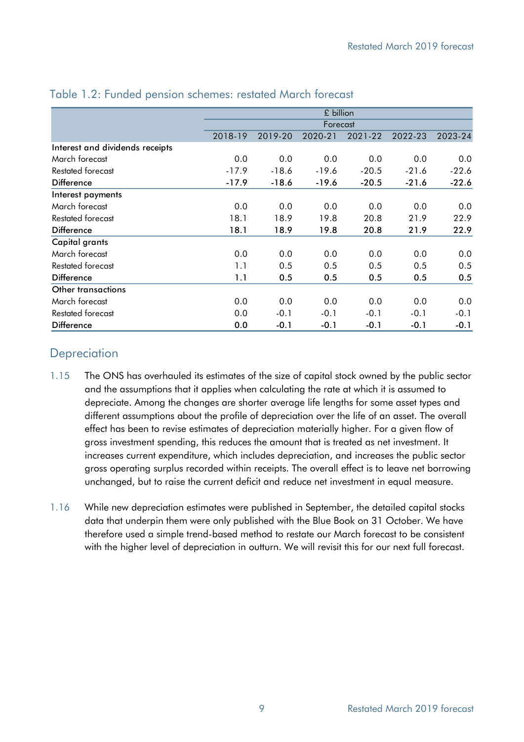Table 1.2: Funded pension schemes: restated March forecast

| | £ billion | | | | | |
|---|---|---|---|---|---|---|
| | Forecast | | | | | |
| | 2018-19 | 2019-20 | 2020-21 | 2021-22 | 2022-23 | 2023-24 |
| **Interest and dividends receipts** | | | | | | |
| March forecast | 0.0 | 0.0 | 0.0 | 0.0 | 0.0 | 0.0 |
| Restated forecast | -17.9 | -18.6 | -19.6 | -20.5 | -21.6 | -22.6 |
| **Difference** | **-17.9** | **-18.6** | **-19.6** | **-20.5** | **-21.6** | **-22.6** |
| **Interest payments** | | | | | | |
| March forecast | 0.0 | 0.0 | 0.0 | 0.0 | 0.0 | 0.0 |
| Restated forecast | 18.1 | 18.9 | 19.8 | 20.8 | 21.9 | 22.9 |
| **Difference** | **18.1** | **18.9** | **19.8** | **20.8** | **21.9** | **22.9** |
| **Capital grants** | | | | | | |
| March forecast | 0.0 | 0.0 | 0.0 | 0.0 | 0.0 | 0.0 |
| Restated forecast | 1.1 | 0.5 | 0.5 | 0.5 | 0.5 | 0.5 |
| **Difference** | **1.1** | **0.5** | **0.5** | **0.5** | **0.5** | **0.5** |
| **Other transactions** | | | | | | |
| March forecast | 0.0 | 0.0 | 0.0 | 0.0 | 0.0 | 0.0 |
| Restated forecast | 0.0 | -0.1 | -0.1 | -0.1 | -0.1 | -0.1 |
| **Difference** | **0.0** | **-0.1** | **-0.1** | **-0.1** | **-0.1** | **-0.1** |

## Depreciation

1.15 The ONS has overhauled its estimates of the size of capital stock owned by the public sector and the assumptions that it applies when calculating the rate at which it is assumed to depreciate. Among the changes are shorter average life lengths for some asset types and different assumptions about the profile of depreciation over the life of an asset. The overall effect has been to revise estimates of depreciation materially higher. For a given flow of gross investment spending, this reduces the amount that is treated as net investment. It increases current expenditure, which includes depreciation, and increases the public sector gross operating surplus recorded within receipts. The overall effect is to leave net borrowing unchanged, but to raise the current deficit and reduce net investment in equal measure.

1.16 While new depreciation estimates were published in September, the detailed capital stocks data that underpin them were only published with the Blue Book on 31 October. We have therefore used a simple trend-based method to restate our March forecast to be consistent with the higher level of depreciation in outturn. We will revisit this for our next full forecast.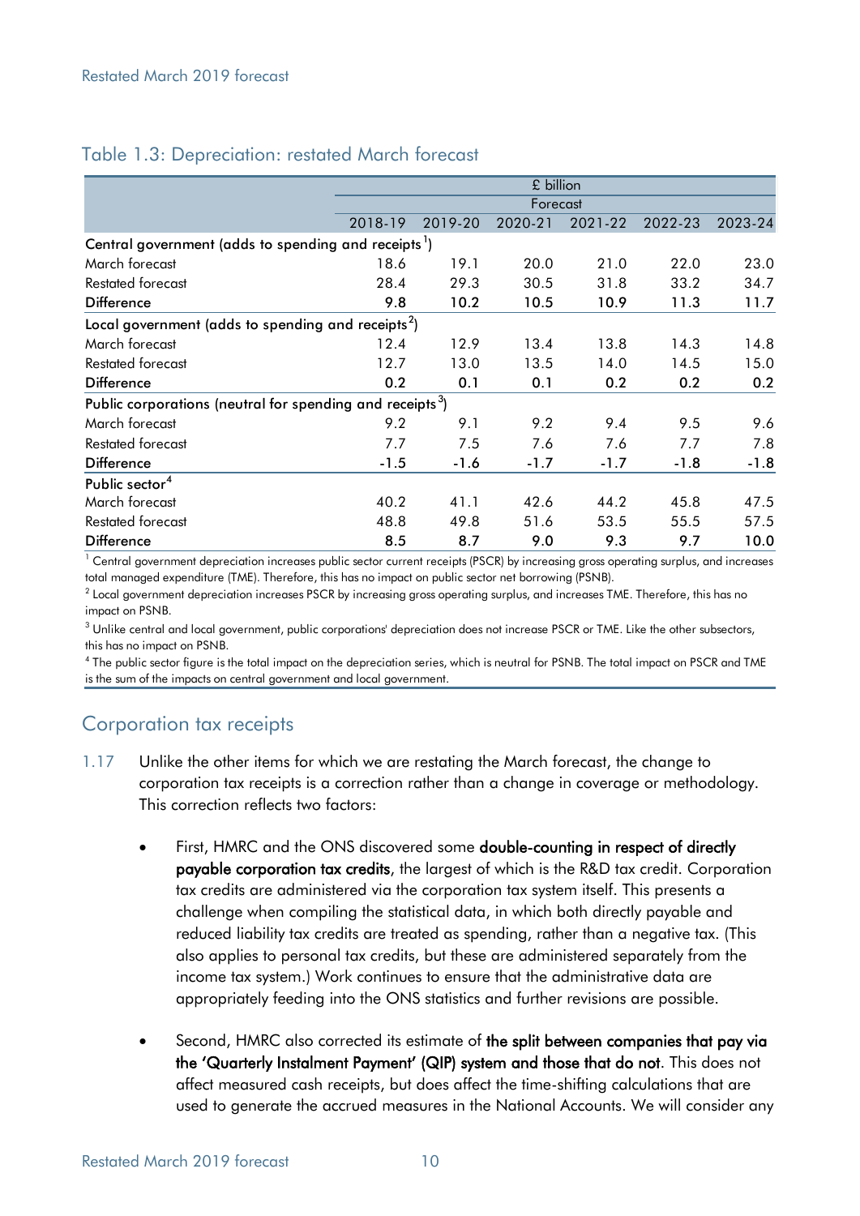### Table 1.3: Depreciation: restated March forecast

| | £ billion | | | | | |
|---|---|---|---|---|---|---|
| | Forecast | | | | | |
| | 2018-19 | 2019-20 | 2020-21 | 2021-22 | 2022-23 | 2023-24 |
| Central government (adds to spending and receipts[1]) | | | | | | |
| March forecast | 18.6 | 19.1 | 20.0 | 21.0 | 22.0 | 23.0 |
| Restated forecast | 28.4 | 29.3 | 30.5 | 31.8 | 33.2 | 34.7 |
| **Difference** | **9.8** | **10.2** | **10.5** | **10.9** | **11.3** | **11.7** |
| Local government (adds to spending and receipts[2]) | | | | | | |
| March forecast | 12.4 | 12.9 | 13.4 | 13.8 | 14.3 | 14.8 |
| Restated forecast | 12.7 | 13.0 | 13.5 | 14.0 | 14.5 | 15.0 |
| **Difference** | **0.2** | **0.1** | **0.1** | **0.2** | **0.2** | **0.2** |
| Public corporations (neutral for spending and receipts[3]) | | | | | | |
| March forecast | 9.2 | 9.1 | 9.2 | 9.4 | 9.5 | 9.6 |
| Restated forecast | 7.7 | 7.5 | 7.6 | 7.6 | 7.7 | 7.8 |
| **Difference** | **-1.5** | **-1.6** | **-1.7** | **-1.7** | **-1.8** | **-1.8** |
| Public sector[4] | | | | | | |
| March forecast | 40.2 | 41.1 | 42.6 | 44.2 | 45.8 | 47.5 |
| Restated forecast | 48.8 | 49.8 | 51.6 | 53.5 | 55.5 | 57.5 |
| **Difference** | **8.5** | **8.7** | **9.0** | **9.3** | **9.7** | **10.0** |

[1] Central government depreciation increases public sector current receipts (PSCR) by increasing gross operating surplus, and increases total managed expenditure (TME). Therefore, this has no impact on public sector net borrowing (PSNB).

[2] Local government depreciation increases PSCR by increasing gross operating surplus, and increases TME. Therefore, this has no impact on PSNB.

[3] Unlike central and local government, public corporations' depreciation does not increase PSCR or TME. Like the other subsectors, this has no impact on PSNB.

[4] The public sector figure is the total impact on the depreciation series, which is neutral for PSNB. The total impact on PSCR and TME is the sum of the impacts on central government and local government.

## Corporation tax receipts

1.17 Unlike the other items for which we are restating the March forecast, the change to corporation tax receipts is a correction rather than a change in coverage or methodology. This correction reflects two factors:

- First, HMRC and the ONS discovered some **double-counting in respect of directly payable corporation tax credits**, the largest of which is the R&D tax credit. Corporation tax credits are administered via the corporation tax system itself. This presents a challenge when compiling the statistical data, in which both directly payable and reduced liability tax credits are treated as spending, rather than a negative tax. (This also applies to personal tax credits, but these are administered separately from the income tax system.) Work continues to ensure that the administrative data are appropriately feeding into the ONS statistics and further revisions are possible.

- Second, HMRC also corrected its estimate of **the split between companies that pay via the 'Quarterly Instalment Payment' (QIP) system and those that do not**. This does not affect measured cash receipts, but does affect the time-shifting calculations that are used to generate the accrued measures in the National Accounts. We will consider any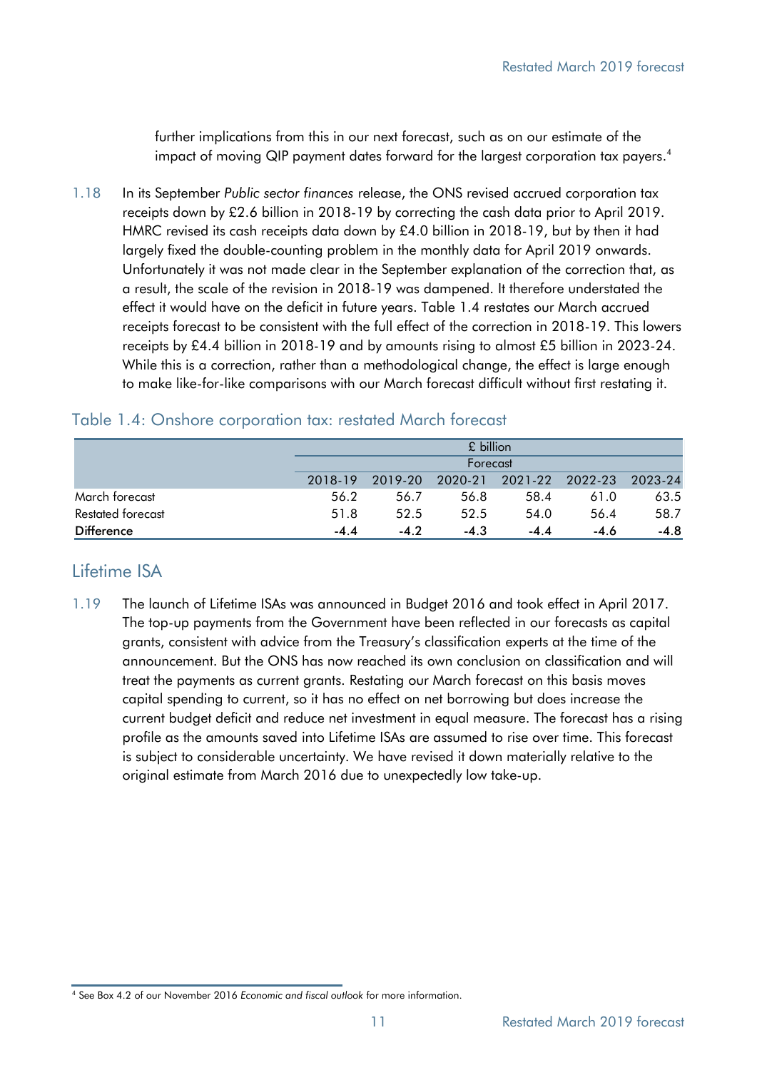further implications from this in our next forecast, such as on our estimate of the impact of moving QIP payment dates forward for the largest corporation tax payers.[4]

1.18 In its September *Public sector finances* release, the ONS revised accrued corporation tax receipts down by £2.6 billion in 2018-19 by correcting the cash data prior to April 2019. HMRC revised its cash receipts data down by £4.0 billion in 2018-19, but by then it had largely fixed the double-counting problem in the monthly data for April 2019 onwards. Unfortunately it was not made clear in the September explanation of the correction that, as a result, the scale of the revision in 2018-19 was dampened. It therefore understated the effect it would have on the deficit in future years. Table 1.4 restates our March accrued receipts forecast to be consistent with the full effect of the correction in 2018-19. This lowers receipts by £4.4 billion in 2018-19 and by amounts rising to almost £5 billion in 2023-24. While this is a correction, rather than a methodological change, the effect is large enough to make like-for-like comparisons with our March forecast difficult without first restating it.

### Table 1.4: Onshore corporation tax: restated March forecast

| | £ billion | | | | | |
|---|---|---|---|---|---|---|
| | Forecast | | | | | |
| | 2018-19 | 2019-20 | 2020-21 | 2021-22 | 2022-23 | 2023-24 |
| March forecast | 56.2 | 56.7 | 56.8 | 58.4 | 61.0 | 63.5 |
| Restated forecast | 51.8 | 52.5 | 52.5 | 54.0 | 56.4 | 58.7 |
| **Difference** | **-4.4** | **-4.2** | **-4.3** | **-4.4** | **-4.6** | **-4.8** |

## Lifetime ISA

1.19 The launch of Lifetime ISAs was announced in Budget 2016 and took effect in April 2017. The top-up payments from the Government have been reflected in our forecasts as capital grants, consistent with advice from the Treasury's classification experts at the time of the announcement. But the ONS has now reached its own conclusion on classification and will treat the payments as current grants. Restating our March forecast on this basis moves capital spending to current, so it has no effect on net borrowing but does increase the current budget deficit and reduce net investment in equal measure. The forecast has a rising profile as the amounts saved into Lifetime ISAs are assumed to rise over time. This forecast is subject to considerable uncertainty. We have revised it down materially relative to the original estimate from March 2016 due to unexpectedly low take-up.

[4] See Box 4.2 of our November 2016 *Economic and fiscal outlook* for more information.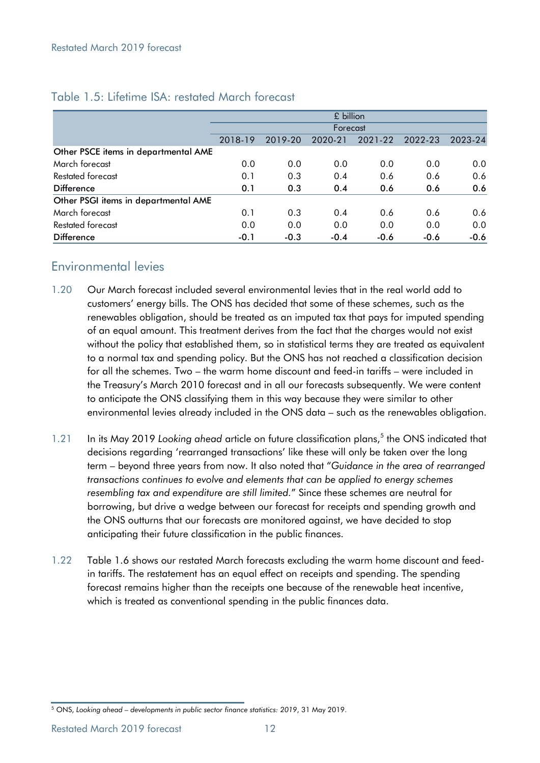## Table 1.5: Lifetime ISA: restated March forecast

| | £ billion | | | | | |
|---|---|---|---|---|---|---|
| | Forecast | | | | | |
| | 2018-19 | 2019-20 | 2020-21 | 2021-22 | 2022-23 | 2023-24 |
| **Other PSCE items in departmental AME** | | | | | | |
| March forecast | 0.0 | 0.0 | 0.0 | 0.0 | 0.0 | 0.0 |
| Restated forecast | 0.1 | 0.3 | 0.4 | 0.6 | 0.6 | 0.6 |
| **Difference** | **0.1** | **0.3** | **0.4** | **0.6** | **0.6** | **0.6** |
| **Other PSGI items in departmental AME** | | | | | | |
| March forecast | 0.1 | 0.3 | 0.4 | 0.6 | 0.6 | 0.6 |
| Restated forecast | 0.0 | 0.0 | 0.0 | 0.0 | 0.0 | 0.0 |
| **Difference** | **-0.1** | **-0.3** | **-0.4** | **-0.6** | **-0.6** | **-0.6** |

## Environmental levies

1.20 Our March forecast included several environmental levies that in the real world add to customers' energy bills. The ONS has decided that some of these schemes, such as the renewables obligation, should be treated as an imputed tax that pays for imputed spending of an equal amount. This treatment derives from the fact that the charges would not exist without the policy that established them, so in statistical terms they are treated as equivalent to a normal tax and spending policy. But the ONS has not reached a classification decision for all the schemes. Two – the warm home discount and feed-in tariffs – were included in the Treasury's March 2010 forecast and in all our forecasts subsequently. We were content to anticipate the ONS classifying them in this way because they were similar to other environmental levies already included in the ONS data – such as the renewables obligation.

1.21 In its May 2019 *Looking ahead* article on future classification plans,[5] the ONS indicated that decisions regarding 'rearranged transactions' like these will only be taken over the long term – beyond three years from now. It also noted that "*Guidance in the area of rearranged transactions continues to evolve and elements that can be applied to energy schemes resembling tax and expenditure are still limited.*" Since these schemes are neutral for borrowing, but drive a wedge between our forecast for receipts and spending growth and the ONS outturns that our forecasts are monitored against, we have decided to stop anticipating their future classification in the public finances.

1.22 Table 1.6 shows our restated March forecasts excluding the warm home discount and feed-in tariffs. The restatement has an equal effect on receipts and spending. The spending forecast remains higher than the receipts one because of the renewable heat incentive, which is treated as conventional spending in the public finances data.

[5] ONS, *Looking ahead – developments in public sector finance statistics: 2019*, 31 May 2019.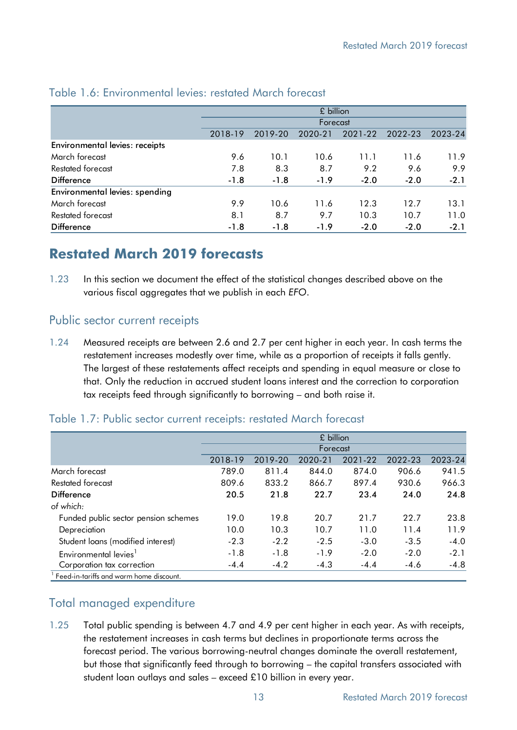Table 1.6: Environmental levies: restated March forecast

| | £ billion | | | | | |
|---|---|---|---|---|---|---|
| | Forecast | | | | | |
| | 2018-19 | 2019-20 | 2020-21 | 2021-22 | 2022-23 | 2023-24 |
| **Environmental levies: receipts** | | | | | | |
| March forecast | 9.6 | 10.1 | 10.6 | 11.1 | 11.6 | 11.9 |
| Restated forecast | 7.8 | 8.3 | 8.7 | 9.2 | 9.6 | 9.9 |
| **Difference** | **-1.8** | **-1.8** | **-1.9** | **-2.0** | **-2.0** | **-2.1** |
| **Environmental levies: spending** | | | | | | |
| March forecast | 9.9 | 10.6 | 11.6 | 12.3 | 12.7 | 13.1 |
| Restated forecast | 8.1 | 8.7 | 9.7 | 10.3 | 10.7 | 11.0 |
| **Difference** | **-1.8** | **-1.8** | **-1.9** | **-2.0** | **-2.0** | **-2.1** |

# Restated March 2019 forecasts

1.23 In this section we document the effect of the statistical changes described above on the various fiscal aggregates that we publish in each *EFO*.

## Public sector current receipts

1.24 Measured receipts are between 2.6 and 2.7 per cent higher in each year. In cash terms the restatement increases modestly over time, while as a proportion of receipts it falls gently. The largest of these restatements affect receipts and spending in equal measure or close to that. Only the reduction in accrued student loans interest and the correction to corporation tax receipts feed through significantly to borrowing – and both raise it.

Table 1.7: Public sector current receipts: restated March forecast

| | £ billion | | | | | |
|---|---|---|---|---|---|---|
| | Forecast | | | | | |
| | 2018-19 | 2019-20 | 2020-21 | 2021-22 | 2022-23 | 2023-24 |
| March forecast | 789.0 | 811.4 | 844.0 | 874.0 | 906.6 | 941.5 |
| Restated forecast | 809.6 | 833.2 | 866.7 | 897.4 | 930.6 | 966.3 |
| **Difference** | **20.5** | **21.8** | **22.7** | **23.4** | **24.0** | **24.8** |
| *of which:* | | | | | | |
| Funded public sector pension schemes | 19.0 | 19.8 | 20.7 | 21.7 | 22.7 | 23.8 |
| Depreciation | 10.0 | 10.3 | 10.7 | 11.0 | 11.4 | 11.9 |
| Student loans (modified interest) | -2.3 | -2.2 | -2.5 | -3.0 | -3.5 | -4.0 |
| Environmental levies[1] | -1.8 | -1.8 | -1.9 | -2.0 | -2.0 | -2.1 |
| Corporation tax correction | -4.4 | -4.2 | -4.3 | -4.4 | -4.6 | -4.8 |

[1] Feed-in-tariffs and warm home discount.

## Total managed expenditure

1.25 Total public spending is between 4.7 and 4.9 per cent higher in each year. As with receipts, the restatement increases in cash terms but declines in proportionate terms across the forecast period. The various borrowing-neutral changes dominate the overall restatement, but those that significantly feed through to borrowing – the capital transfers associated with student loan outlays and sales – exceed £10 billion in every year.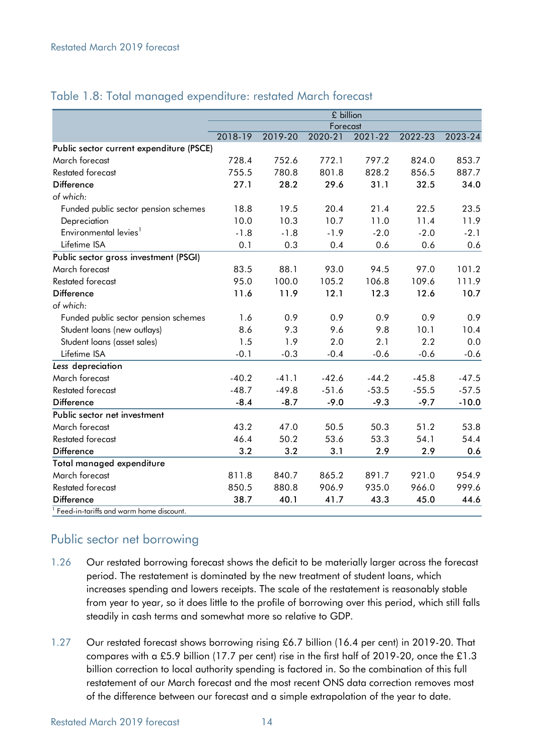## Table 1.8: Total managed expenditure: restated March forecast

| | £ billion | | | | | |
|---|---|---|---|---|---|---|
| | Forecast | | | | | |
| | 2018-19 | 2019-20 | 2020-21 | 2021-22 | 2022-23 | 2023-24 |
| **Public sector current expenditure (PSCE)** | | | | | | |
| March forecast | 728.4 | 752.6 | 772.1 | 797.2 | 824.0 | 853.7 |
| Restated forecast | 755.5 | 780.8 | 801.8 | 828.2 | 856.5 | 887.7 |
| **Difference** | **27.1** | **28.2** | **29.6** | **31.1** | **32.5** | **34.0** |
| *of which:* | | | | | | |
| Funded public sector pension schemes | 18.8 | 19.5 | 20.4 | 21.4 | 22.5 | 23.5 |
| Depreciation | 10.0 | 10.3 | 10.7 | 11.0 | 11.4 | 11.9 |
| Environmental levies[1] | -1.8 | -1.8 | -1.9 | -2.0 | -2.0 | -2.1 |
| Lifetime ISA | 0.1 | 0.3 | 0.4 | 0.6 | 0.6 | 0.6 |
| **Public sector gross investment (PSGI)** | | | | | | |
| March forecast | 83.5 | 88.1 | 93.0 | 94.5 | 97.0 | 101.2 |
| Restated forecast | 95.0 | 100.0 | 105.2 | 106.8 | 109.6 | 111.9 |
| **Difference** | **11.6** | **11.9** | **12.1** | **12.3** | **12.6** | **10.7** |
| *of which:* | | | | | | |
| Funded public sector pension schemes | 1.6 | 0.9 | 0.9 | 0.9 | 0.9 | 0.9 |
| Student loans (new outlays) | 8.6 | 9.3 | 9.6 | 9.8 | 10.1 | 10.4 |
| Student loans (asset sales) | 1.5 | 1.9 | 2.0 | 2.1 | 2.2 | 0.0 |
| Lifetime ISA | -0.1 | -0.3 | -0.4 | -0.6 | -0.6 | -0.6 |
| ***Less* depreciation** | | | | | | |
| March forecast | -40.2 | -41.1 | -42.6 | -44.2 | -45.8 | -47.5 |
| Restated forecast | -48.7 | -49.8 | -51.6 | -53.5 | -55.5 | -57.5 |
| **Difference** | **-8.4** | **-8.7** | **-9.0** | **-9.3** | **-9.7** | **-10.0** |
| **Public sector net investment** | | | | | | |
| March forecast | 43.2 | 47.0 | 50.5 | 50.3 | 51.2 | 53.8 |
| Restated forecast | 46.4 | 50.2 | 53.6 | 53.3 | 54.1 | 54.4 |
| **Difference** | **3.2** | **3.2** | **3.1** | **2.9** | **2.9** | **0.6** |
| **Total managed expenditure** | | | | | | |
| March forecast | 811.8 | 840.7 | 865.2 | 891.7 | 921.0 | 954.9 |
| Restated forecast | 850.5 | 880.8 | 906.9 | 935.0 | 966.0 | 999.6 |
| **Difference** | **38.7** | **40.1** | **41.7** | **43.3** | **45.0** | **44.6** |

[1] Feed-in-tariffs and warm home discount.

## Public sector net borrowing

1.26 Our restated borrowing forecast shows the deficit to be materially larger across the forecast period. The restatement is dominated by the new treatment of student loans, which increases spending and lowers receipts. The scale of the restatement is reasonably stable from year to year, so it does little to the profile of borrowing over this period, which still falls steadily in cash terms and somewhat more so relative to GDP.

1.27 Our restated forecast shows borrowing rising £6.7 billion (16.4 per cent) in 2019-20. That compares with a £5.9 billion (17.7 per cent) rise in the first half of 2019-20, once the £1.3 billion correction to local authority spending is factored in. So the combination of this full restatement of our March forecast and the most recent ONS data correction removes most of the difference between our forecast and a simple extrapolation of the year to date.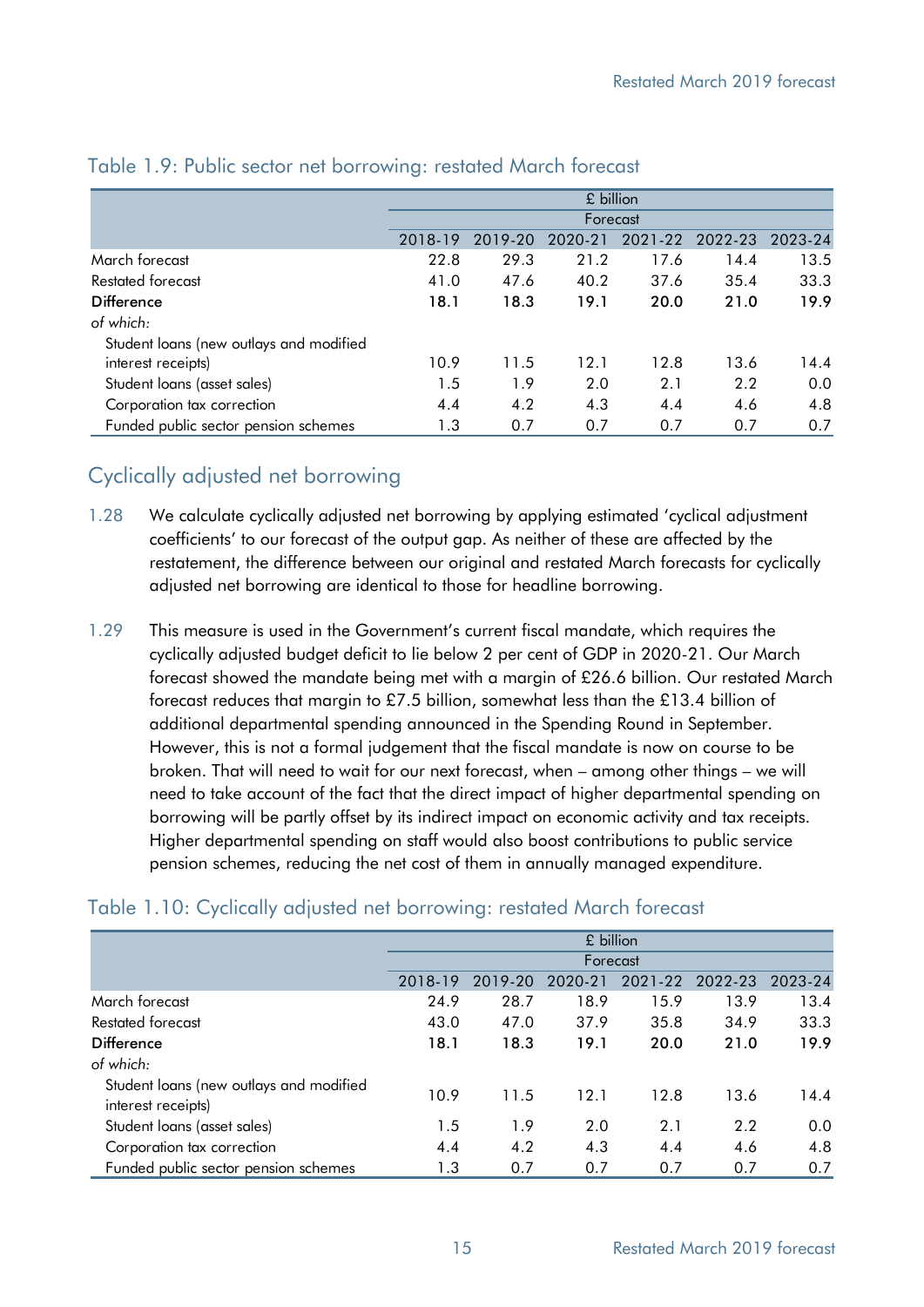### Table 1.9: Public sector net borrowing: restated March forecast

| | £ billion | | | | | |
|---|---|---|---|---|---|---|
| | Forecast | | | | | |
| | 2018-19 | 2019-20 | 2020-21 | 2021-22 | 2022-23 | 2023-24 |
| March forecast | 22.8 | 29.3 | 21.2 | 17.6 | 14.4 | 13.5 |
| Restated forecast | 41.0 | 47.6 | 40.2 | 37.6 | 35.4 | 33.3 |
| **Difference** | **18.1** | **18.3** | **19.1** | **20.0** | **21.0** | **19.9** |
| *of which:* | | | | | | |
| Student loans (new outlays and modified interest receipts) | 10.9 | 11.5 | 12.1 | 12.8 | 13.6 | 14.4 |
| Student loans (asset sales) | 1.5 | 1.9 | 2.0 | 2.1 | 2.2 | 0.0 |
| Corporation tax correction | 4.4 | 4.2 | 4.3 | 4.4 | 4.6 | 4.8 |
| Funded public sector pension schemes | 1.3 | 0.7 | 0.7 | 0.7 | 0.7 | 0.7 |

## Cyclically adjusted net borrowing

1.28 We calculate cyclically adjusted net borrowing by applying estimated 'cyclical adjustment coefficients' to our forecast of the output gap. As neither of these are affected by the restatement, the difference between our original and restated March forecasts for cyclically adjusted net borrowing are identical to those for headline borrowing.

1.29 This measure is used in the Government's current fiscal mandate, which requires the cyclically adjusted budget deficit to lie below 2 per cent of GDP in 2020-21. Our March forecast showed the mandate being met with a margin of £26.6 billion. Our restated March forecast reduces that margin to £7.5 billion, somewhat less than the £13.4 billion of additional departmental spending announced in the Spending Round in September. However, this is not a formal judgement that the fiscal mandate is now on course to be broken. That will need to wait for our next forecast, when – among other things – we will need to take account of the fact that the direct impact of higher departmental spending on borrowing will be partly offset by its indirect impact on economic activity and tax receipts. Higher departmental spending on staff would also boost contributions to public service pension schemes, reducing the net cost of them in annually managed expenditure.

### Table 1.10: Cyclically adjusted net borrowing: restated March forecast

| | £ billion | | | | | |
|---|---|---|---|---|---|---|
| | Forecast | | | | | |
| | 2018-19 | 2019-20 | 2020-21 | 2021-22 | 2022-23 | 2023-24 |
| March forecast | 24.9 | 28.7 | 18.9 | 15.9 | 13.9 | 13.4 |
| Restated forecast | 43.0 | 47.0 | 37.9 | 35.8 | 34.9 | 33.3 |
| **Difference** | **18.1** | **18.3** | **19.1** | **20.0** | **21.0** | **19.9** |
| *of which:* | | | | | | |
| Student loans (new outlays and modified interest receipts) | 10.9 | 11.5 | 12.1 | 12.8 | 13.6 | 14.4 |
| Student loans (asset sales) | 1.5 | 1.9 | 2.0 | 2.1 | 2.2 | 0.0 |
| Corporation tax correction | 4.4 | 4.2 | 4.3 | 4.4 | 4.6 | 4.8 |
| Funded public sector pension schemes | 1.3 | 0.7 | 0.7 | 0.7 | 0.7 | 0.7 |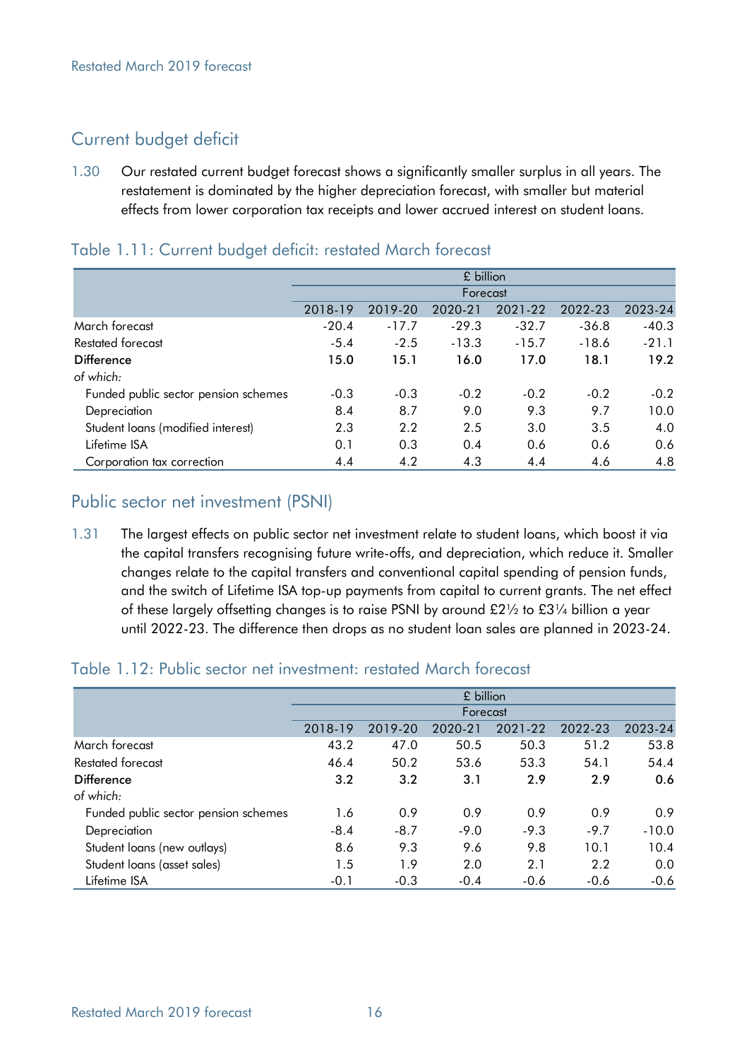## Current budget deficit

1.30 Our restated current budget forecast shows a significantly smaller surplus in all years. The restatement is dominated by the higher depreciation forecast, with smaller but material effects from lower corporation tax receipts and lower accrued interest on student loans.

### Table 1.11: Current budget deficit: restated March forecast

| | £ billion | | | | | |
|---|---|---|---|---|---|---|
| | Forecast | | | | | |
| | 2018-19 | 2019-20 | 2020-21 | 2021-22 | 2022-23 | 2023-24 |
| March forecast | -20.4 | -17.7 | -29.3 | -32.7 | -36.8 | -40.3 |
| Restated forecast | -5.4 | -2.5 | -13.3 | -15.7 | -18.6 | -21.1 |
| **Difference** | **15.0** | **15.1** | **16.0** | **17.0** | **18.1** | **19.2** |
| *of which:* | | | | | | |
| Funded public sector pension schemes | -0.3 | -0.3 | -0.2 | -0.2 | -0.2 | -0.2 |
| Depreciation | 8.4 | 8.7 | 9.0 | 9.3 | 9.7 | 10.0 |
| Student loans (modified interest) | 2.3 | 2.2 | 2.5 | 3.0 | 3.5 | 4.0 |
| Lifetime ISA | 0.1 | 0.3 | 0.4 | 0.6 | 0.6 | 0.6 |
| Corporation tax correction | 4.4 | 4.2 | 4.3 | 4.4 | 4.6 | 4.8 |

## Public sector net investment (PSNI)

1.31 The largest effects on public sector net investment relate to student loans, which boost it via the capital transfers recognising future write-offs, and depreciation, which reduce it. Smaller changes relate to the capital transfers and conventional capital spending of pension funds, and the switch of Lifetime ISA top-up payments from capital to current grants. The net effect of these largely offsetting changes is to raise PSNI by around £2½ to £3¼ billion a year until 2022-23. The difference then drops as no student loan sales are planned in 2023-24.

### Table 1.12: Public sector net investment: restated March forecast

| | £ billion | | | | | |
|---|---|---|---|---|---|---|
| | Forecast | | | | | |
| | 2018-19 | 2019-20 | 2020-21 | 2021-22 | 2022-23 | 2023-24 |
| March forecast | 43.2 | 47.0 | 50.5 | 50.3 | 51.2 | 53.8 |
| Restated forecast | 46.4 | 50.2 | 53.6 | 53.3 | 54.1 | 54.4 |
| **Difference** | **3.2** | **3.2** | **3.1** | **2.9** | **2.9** | **0.6** |
| *of which:* | | | | | | |
| Funded public sector pension schemes | 1.6 | 0.9 | 0.9 | 0.9 | 0.9 | 0.9 |
| Depreciation | -8.4 | -8.7 | -9.0 | -9.3 | -9.7 | -10.0 |
| Student loans (new outlays) | 8.6 | 9.3 | 9.6 | 9.8 | 10.1 | 10.4 |
| Student loans (asset sales) | 1.5 | 1.9 | 2.0 | 2.1 | 2.2 | 0.0 |
| Lifetime ISA | -0.1 | -0.3 | -0.4 | -0.6 | -0.6 | -0.6 |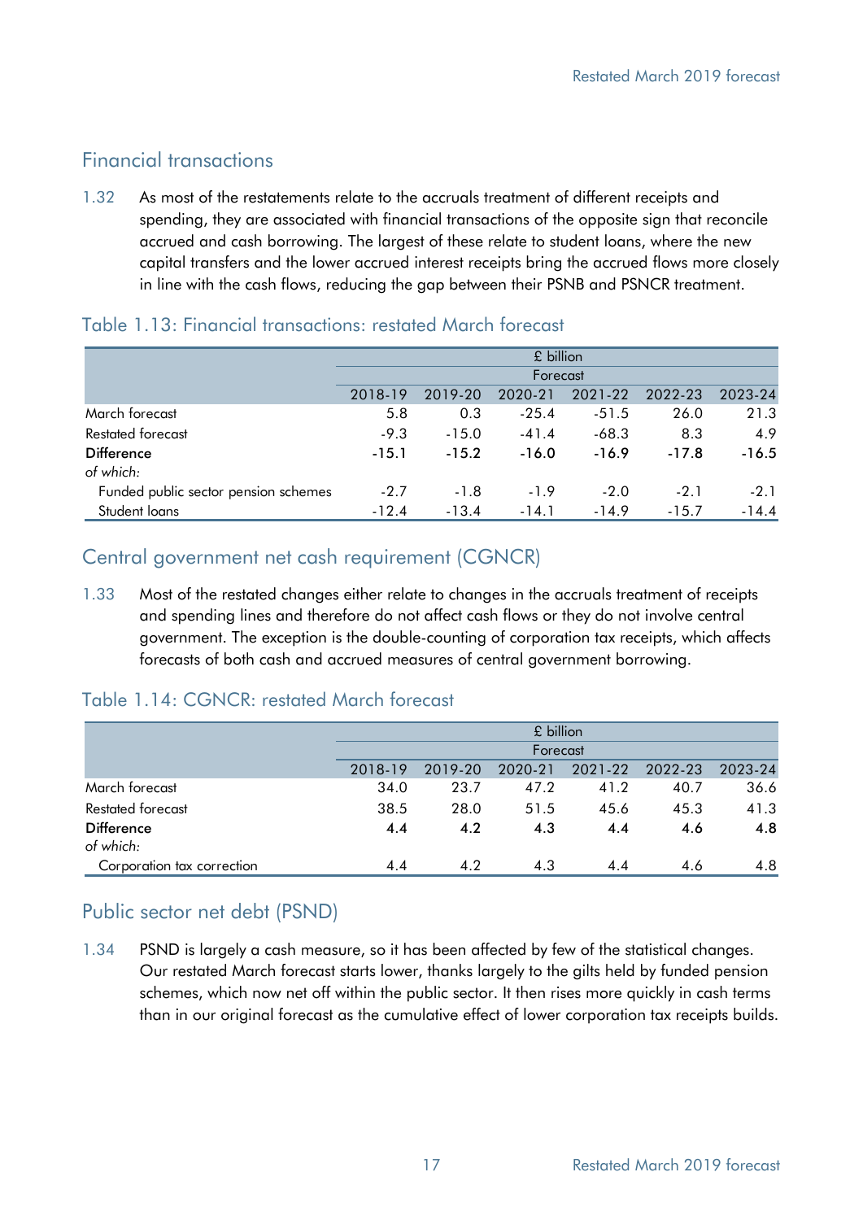## Financial transactions

1.32 As most of the restatements relate to the accruals treatment of different receipts and spending, they are associated with financial transactions of the opposite sign that reconcile accrued and cash borrowing. The largest of these relate to student loans, where the new capital transfers and the lower accrued interest receipts bring the accrued flows more closely in line with the cash flows, reducing the gap between their PSNB and PSNCR treatment.

### Table 1.13: Financial transactions: restated March forecast

| | £ billion | | | | | |
|---|---|---|---|---|---|---|
| | Forecast | | | | | |
| | 2018-19 | 2019-20 | 2020-21 | 2021-22 | 2022-23 | 2023-24 |
| March forecast | 5.8 | 0.3 | -25.4 | -51.5 | 26.0 | 21.3 |
| Restated forecast | -9.3 | -15.0 | -41.4 | -68.3 | 8.3 | 4.9 |
| **Difference** | **-15.1** | **-15.2** | **-16.0** | **-16.9** | **-17.8** | **-16.5** |
| *of which:* | | | | | | |
| Funded public sector pension schemes | -2.7 | -1.8 | -1.9 | -2.0 | -2.1 | -2.1 |
| Student loans | -12.4 | -13.4 | -14.1 | -14.9 | -15.7 | -14.4 |

## Central government net cash requirement (CGNCR)

1.33 Most of the restated changes either relate to changes in the accruals treatment of receipts and spending lines and therefore do not affect cash flows or they do not involve central government. The exception is the double-counting of corporation tax receipts, which affects forecasts of both cash and accrued measures of central government borrowing.

### Table 1.14: CGNCR: restated March forecast

| | £ billion | | | | | |
|---|---|---|---|---|---|---|
| | Forecast | | | | | |
| | 2018-19 | 2019-20 | 2020-21 | 2021-22 | 2022-23 | 2023-24 |
| March forecast | 34.0 | 23.7 | 47.2 | 41.2 | 40.7 | 36.6 |
| Restated forecast | 38.5 | 28.0 | 51.5 | 45.6 | 45.3 | 41.3 |
| **Difference** | **4.4** | **4.2** | **4.3** | **4.4** | **4.6** | **4.8** |
| *of which:* | | | | | | |
| Corporation tax correction | 4.4 | 4.2 | 4.3 | 4.4 | 4.6 | 4.8 |

## Public sector net debt (PSND)

1.34 PSND is largely a cash measure, so it has been affected by few of the statistical changes. Our restated March forecast starts lower, thanks largely to the gilts held by funded pension schemes, which now net off within the public sector. It then rises more quickly in cash terms than in our original forecast as the cumulative effect of lower corporation tax receipts builds.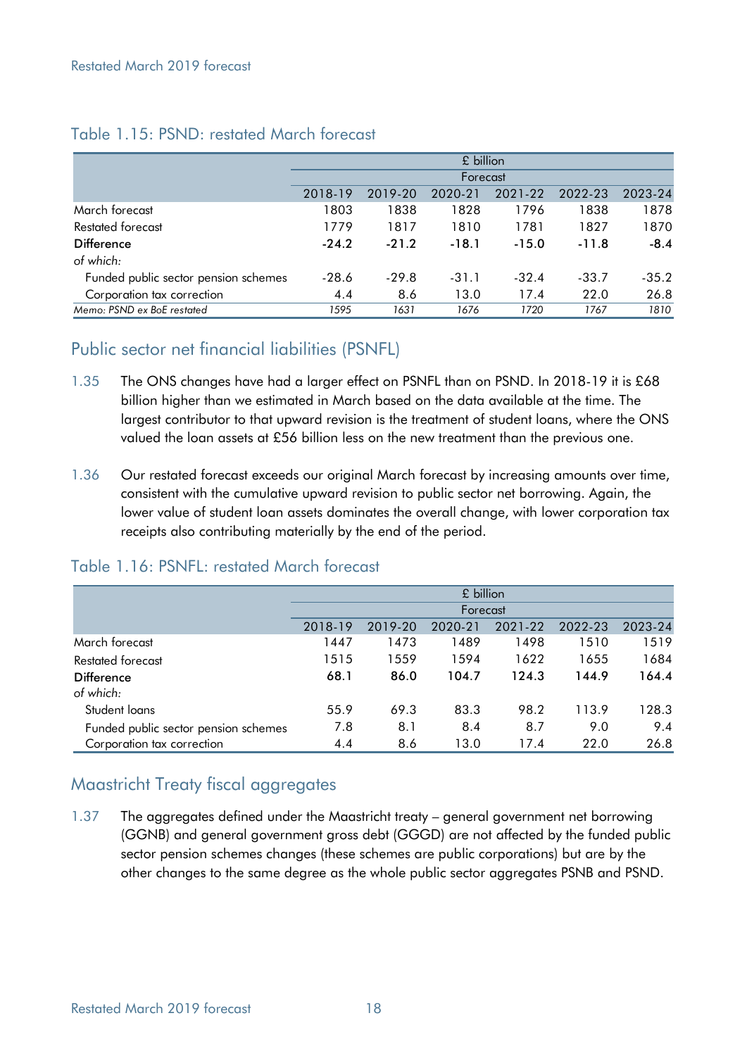## Table 1.15: PSND: restated March forecast

| | £ billion | | | | | |
|---|---|---|---|---|---|---|
| | Forecast | | | | | |
| | 2018-19 | 2019-20 | 2020-21 | 2021-22 | 2022-23 | 2023-24 |
| March forecast | 1803 | 1838 | 1828 | 1796 | 1838 | 1878 |
| Restated forecast | 1779 | 1817 | 1810 | 1781 | 1827 | 1870 |
| **Difference** | **-24.2** | **-21.2** | **-18.1** | **-15.0** | **-11.8** | **-8.4** |
| *of which:* | | | | | | |
| Funded public sector pension schemes | -28.6 | -29.8 | -31.1 | -32.4 | -33.7 | -35.2 |
| Corporation tax correction | 4.4 | 8.6 | 13.0 | 17.4 | 22.0 | 26.8 |
| *Memo: PSND ex BoE restated* | *1595* | *1631* | *1676* | *1720* | *1767* | *1810* |

## Public sector net financial liabilities (PSNFL)

1.35 The ONS changes have had a larger effect on PSNFL than on PSND. In 2018-19 it is £68 billion higher than we estimated in March based on the data available at the time. The largest contributor to that upward revision is the treatment of student loans, where the ONS valued the loan assets at £56 billion less on the new treatment than the previous one.

1.36 Our restated forecast exceeds our original March forecast by increasing amounts over time, consistent with the cumulative upward revision to public sector net borrowing. Again, the lower value of student loan assets dominates the overall change, with lower corporation tax receipts also contributing materially by the end of the period.

## Table 1.16: PSNFL: restated March forecast

| | £ billion | | | | | |
|---|---|---|---|---|---|---|
| | Forecast | | | | | |
| | 2018-19 | 2019-20 | 2020-21 | 2021-22 | 2022-23 | 2023-24 |
| March forecast | 1447 | 1473 | 1489 | 1498 | 1510 | 1519 |
| Restated forecast | 1515 | 1559 | 1594 | 1622 | 1655 | 1684 |
| **Difference** | **68.1** | **86.0** | **104.7** | **124.3** | **144.9** | **164.4** |
| *of which:* | | | | | | |
| Student loans | 55.9 | 69.3 | 83.3 | 98.2 | 113.9 | 128.3 |
| Funded public sector pension schemes | 7.8 | 8.1 | 8.4 | 8.7 | 9.0 | 9.4 |
| Corporation tax correction | 4.4 | 8.6 | 13.0 | 17.4 | 22.0 | 26.8 |

## Maastricht Treaty fiscal aggregates

1.37 The aggregates defined under the Maastricht treaty – general government net borrowing (GGNB) and general government gross debt (GGGD) are not affected by the funded public sector pension schemes changes (these schemes are public corporations) but are by the other changes to the same degree as the whole public sector aggregates PSNB and PSND.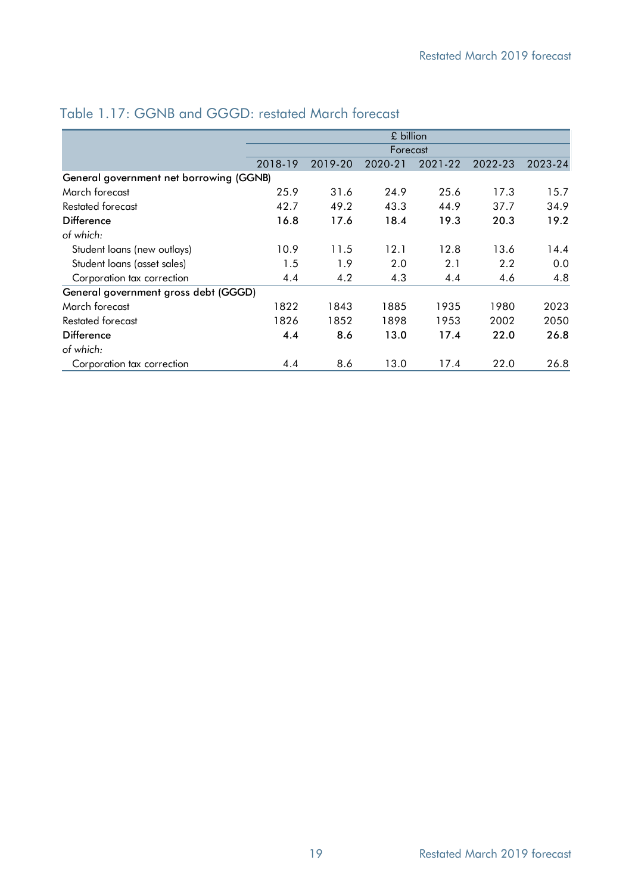## Table 1.17: GGNB and GGGD: restated March forecast

| | £ billion | | | | | |
|---|---|---|---|---|---|---|
| | Forecast | | | | | |
| | 2018-19 | 2019-20 | 2020-21 | 2021-22 | 2022-23 | 2023-24 |
| **General government net borrowing (GGNB)** | | | | | | |
| March forecast | 25.9 | 31.6 | 24.9 | 25.6 | 17.3 | 15.7 |
| Restated forecast | 42.7 | 49.2 | 43.3 | 44.9 | 37.7 | 34.9 |
| **Difference** | **16.8** | **17.6** | **18.4** | **19.3** | **20.3** | **19.2** |
| *of which:* | | | | | | |
| Student loans (new outlays) | 10.9 | 11.5 | 12.1 | 12.8 | 13.6 | 14.4 |
| Student loans (asset sales) | 1.5 | 1.9 | 2.0 | 2.1 | 2.2 | 0.0 |
| Corporation tax correction | 4.4 | 4.2 | 4.3 | 4.4 | 4.6 | 4.8 |
| **General government gross debt (GGGD)** | | | | | | |
| March forecast | 1822 | 1843 | 1885 | 1935 | 1980 | 2023 |
| Restated forecast | 1826 | 1852 | 1898 | 1953 | 2002 | 2050 |
| **Difference** | **4.4** | **8.6** | **13.0** | **17.4** | **22.0** | **26.8** |
| *of which:* | | | | | | |
| Corporation tax correction | 4.4 | 8.6 | 13.0 | 17.4 | 22.0 | 26.8 |